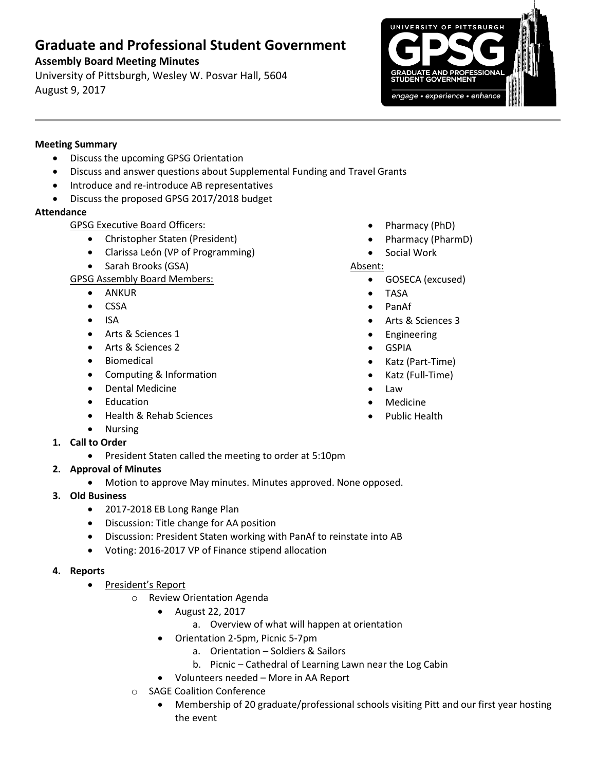# Graduate and Professional Student Government

**Assembly Board Meeting Minutes**

University of Pittsburgh, Wesley W. Posvar Hall, 5604

August 9, 2017

**Meeting Summary**

- Discuss the upcoming GPSG Orientation
- Discuss and answer questions about Supplemental Funding and Travel Grants
- Introduce and re-introduce AB representatives
- Discuss the proposed GPSG 2017/2018 budget

**Attendance**

GPSG Executive Board Officers:

- Christopher Staten (President)
- Clarissa León (VP of Programming)
- Sarah Brooks (GSA)

GPSG Assembly Board Members:

- ANKUR
- CSSA
- ISA
- Arts & Sciences 1
- Arts & Sciences 2
- Biomedical
- Computing & Information
- Dental Medicine
- Education
- Health & Rehab Sciences
- Nursing
- Pharmacy (PhD)
- Pharmacy (PharmD)
- Social Work

Absent:

- GOSECA (excused)
- TASA
- PanAf
- Arts & Sciences 3
- Engineering
- GSPIA
- Katz (Part-Time)
- Katz (Full-Time)
- Law
- Medicine
- Public Health

1. **Call to Order**
   - President Staten called the meeting to order at 5:10pm
2. **Approval of Minutes**
   - Motion to approve May minutes. Minutes approved. None opposed.
3. **Old Business**
   - 2017-2018 EB Long Range Plan
   - Discussion: Title change for AA position
   - Discussion: President Staten working with PanAf to reinstate into AB
   - Voting: 2016-2017 VP of Finance stipend allocation
4. **Reports**
   - President's Report
     - Review Orientation Agenda
       - August 22, 2017
         a. Overview of what will happen at orientation
       - Orientation 2-5pm, Picnic 5-7pm
         a. Orientation – Soldiers & Sailors
         b. Picnic – Cathedral of Learning Lawn near the Log Cabin
       - Volunteers needed – More in AA Report
     - SAGE Coalition Conference
       - Membership of 20 graduate/professional schools visiting Pitt and our first year hosting the event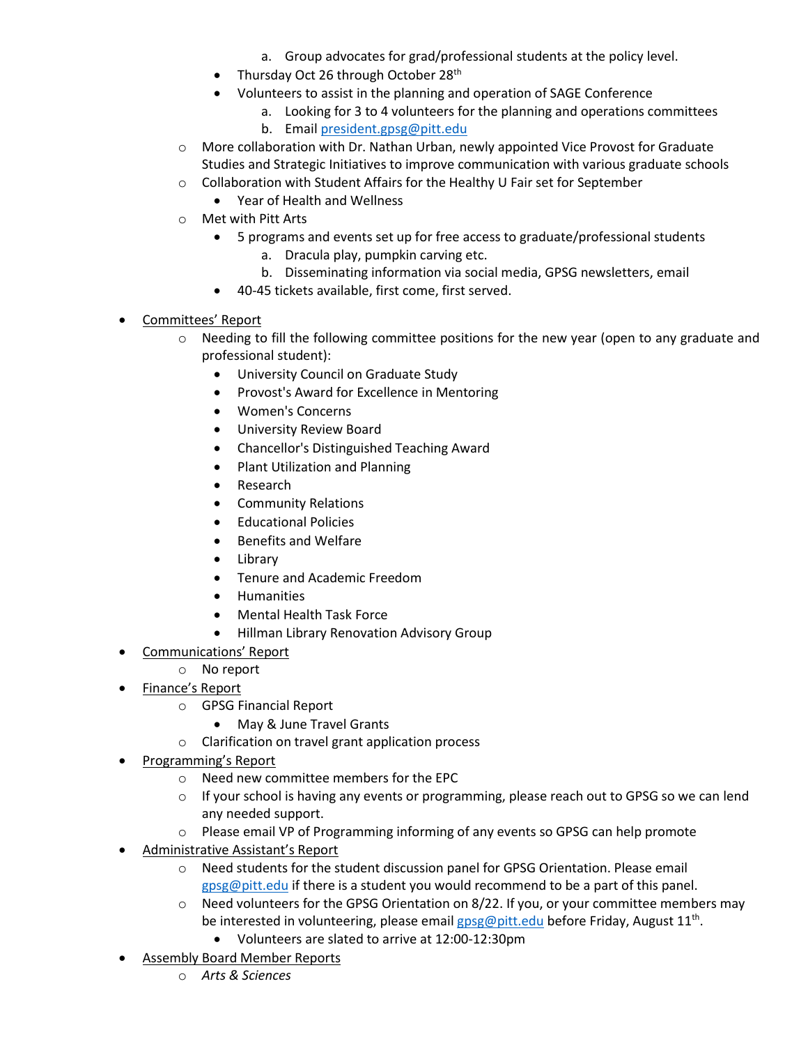a. Group advocates for grad/professional students at the policy level.
    - Thursday Oct 26 through October 28th
    - Volunteers to assist in the planning and operation of SAGE Conference
        a. Looking for 3 to 4 volunteers for the planning and operations committees
        b. Email president.gpsg@pitt.edu
  - More collaboration with Dr. Nathan Urban, newly appointed Vice Provost for Graduate Studies and Strategic Initiatives to improve communication with various graduate schools
  - Collaboration with Student Affairs for the Healthy U Fair set for September
    - Year of Health and Wellness
  - Met with Pitt Arts
    - 5 programs and events set up for free access to graduate/professional students
        a. Dracula play, pumpkin carving etc.
        b. Disseminating information via social media, GPSG newsletters, email
    - 40-45 tickets available, first come, first served.

- <u>Committees' Report</u>
  - Needing to fill the following committee positions for the new year (open to any graduate and professional student):
    - University Council on Graduate Study
    - Provost's Award for Excellence in Mentoring
    - Women's Concerns
    - University Review Board
    - Chancellor's Distinguished Teaching Award
    - Plant Utilization and Planning
    - Research
    - Community Relations
    - Educational Policies
    - Benefits and Welfare
    - Library
    - Tenure and Academic Freedom
    - Humanities
    - Mental Health Task Force
    - Hillman Library Renovation Advisory Group
- <u>Communications' Report</u>
  - No report
- <u>Finance's Report</u>
  - GPSG Financial Report
    - May & June Travel Grants
  - Clarification on travel grant application process
- <u>Programming's Report</u>
  - Need new committee members for the EPC
  - If your school is having any events or programming, please reach out to GPSG so we can lend any needed support.
  - Please email VP of Programming informing of any events so GPSG can help promote
- <u>Administrative Assistant's Report</u>
  - Need students for the student discussion panel for GPSG Orientation. Please email gpsg@pitt.edu if there is a student you would recommend to be a part of this panel.
  - Need volunteers for the GPSG Orientation on 8/22. If you, or your committee members may be interested in volunteering, please email gpsg@pitt.edu before Friday, August 11th.
    - Volunteers are slated to arrive at 12:00-12:30pm
- <u>Assembly Board Member Reports</u>
  - *Arts & Sciences*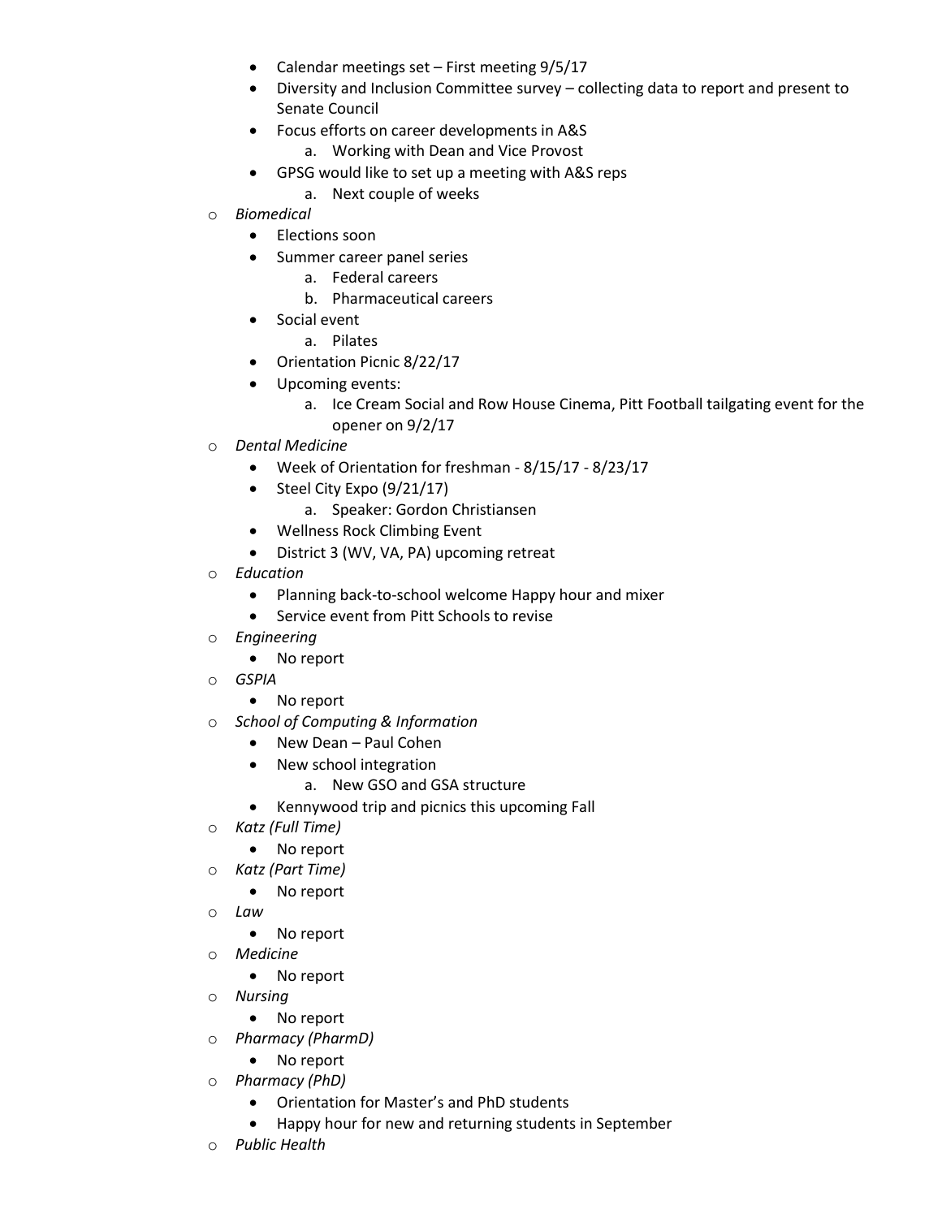- Calendar meetings set – First meeting 9/5/17
- Diversity and Inclusion Committee survey – collecting data to report and present to Senate Council
- Focus efforts on career developments in A&S
    a. Working with Dean and Vice Provost
- GPSG would like to set up a meeting with A&S reps
    a. Next couple of weeks

- *Biomedical*
    - Elections soon
    - Summer career panel series
        a. Federal careers
        b. Pharmaceutical careers
    - Social event
        a. Pilates
    - Orientation Picnic 8/22/17
    - Upcoming events:
        a. Ice Cream Social and Row House Cinema, Pitt Football tailgating event for the opener on 9/2/17
- *Dental Medicine*
    - Week of Orientation for freshman - 8/15/17 - 8/23/17
    - Steel City Expo (9/21/17)
        a. Speaker: Gordon Christiansen
    - Wellness Rock Climbing Event
    - District 3 (WV, VA, PA) upcoming retreat
- *Education*
    - Planning back-to-school welcome Happy hour and mixer
    - Service event from Pitt Schools to revise
- *Engineering*
    - No report
- *GSPIA*
    - No report
- *School of Computing & Information*
    - New Dean – Paul Cohen
    - New school integration
        a. New GSO and GSA structure
    - Kennywood trip and picnics this upcoming Fall
- *Katz (Full Time)*
    - No report
- *Katz (Part Time)*
    - No report
- *Law*
    - No report
- *Medicine*
    - No report
- *Nursing*
    - No report
- *Pharmacy (PharmD)*
    - No report
- *Pharmacy (PhD)*
    - Orientation for Master's and PhD students
    - Happy hour for new and returning students in September
- *Public Health*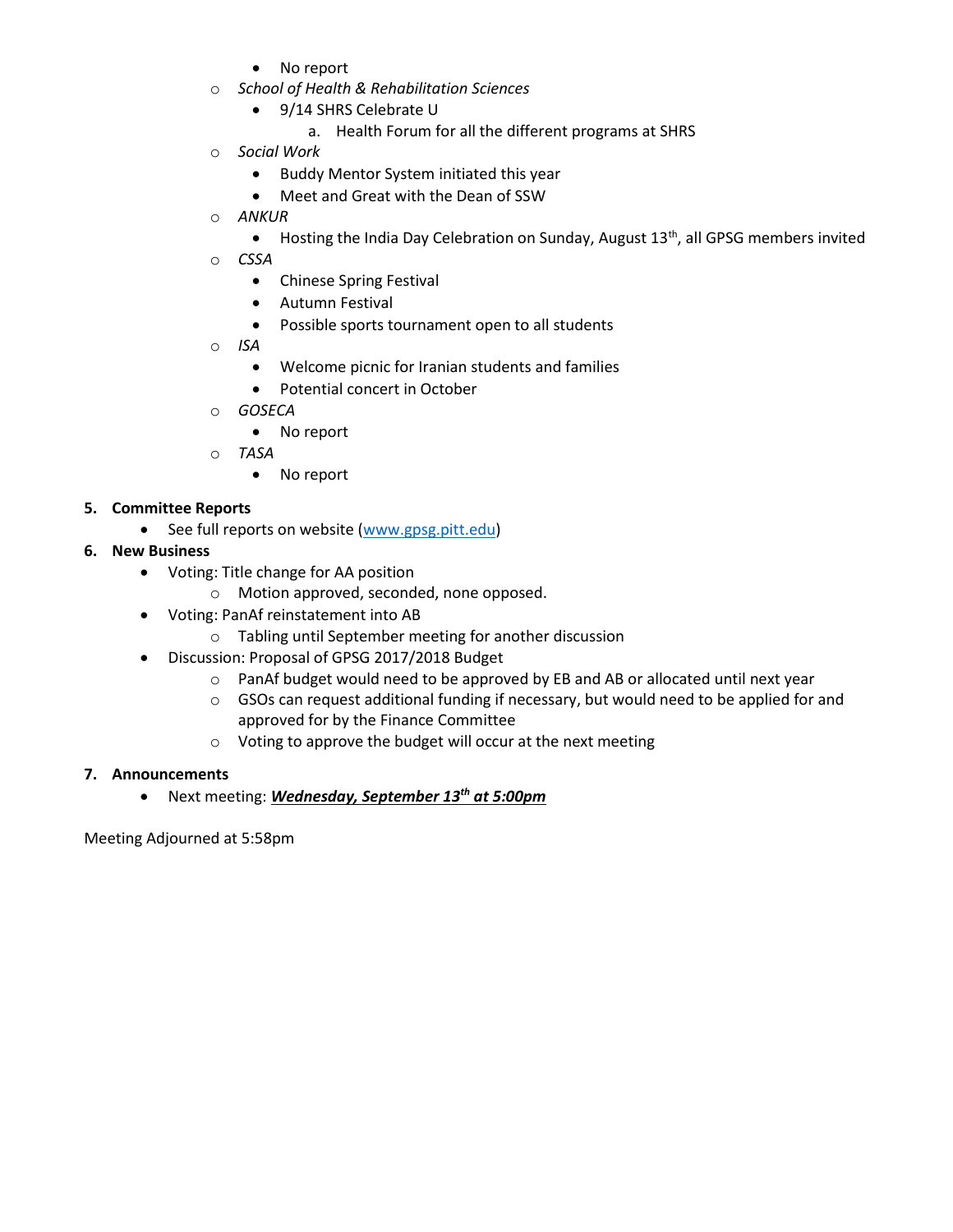- No report
    - *School of Health & Rehabilitation Sciences*
        - 9/14 SHRS Celebrate U
            a. Health Forum for all the different programs at SHRS
    - *Social Work*
        - Buddy Mentor System initiated this year
        - Meet and Great with the Dean of SSW
    - *ANKUR*
        - Hosting the India Day Celebration on Sunday, August 13th, all GPSG members invited
    - *CSSA*
        - Chinese Spring Festival
        - Autumn Festival
        - Possible sports tournament open to all students
    - *ISA*
        - Welcome picnic for Iranian students and families
        - Potential concert in October
    - *GOSECA*
        - No report
    - *TASA*
        - No report

5. **Committee Reports**
    - See full reports on website ([www.gpsg.pitt.edu](http://www.gpsg.pitt.edu))
6. **New Business**
    - Voting: Title change for AA position
        - Motion approved, seconded, none opposed.
    - Voting: PanAf reinstatement into AB
        - Tabling until September meeting for another discussion
    - Discussion: Proposal of GPSG 2017/2018 Budget
        - PanAf budget would need to be approved by EB and AB or allocated until next year
        - GSOs can request additional funding if necessary, but would need to be applied for and approved for by the Finance Committee
        - Voting to approve the budget will occur at the next meeting
7. **Announcements**
    - Next meeting: ***Wednesday, September 13th at 5:00pm***

Meeting Adjourned at 5:58pm